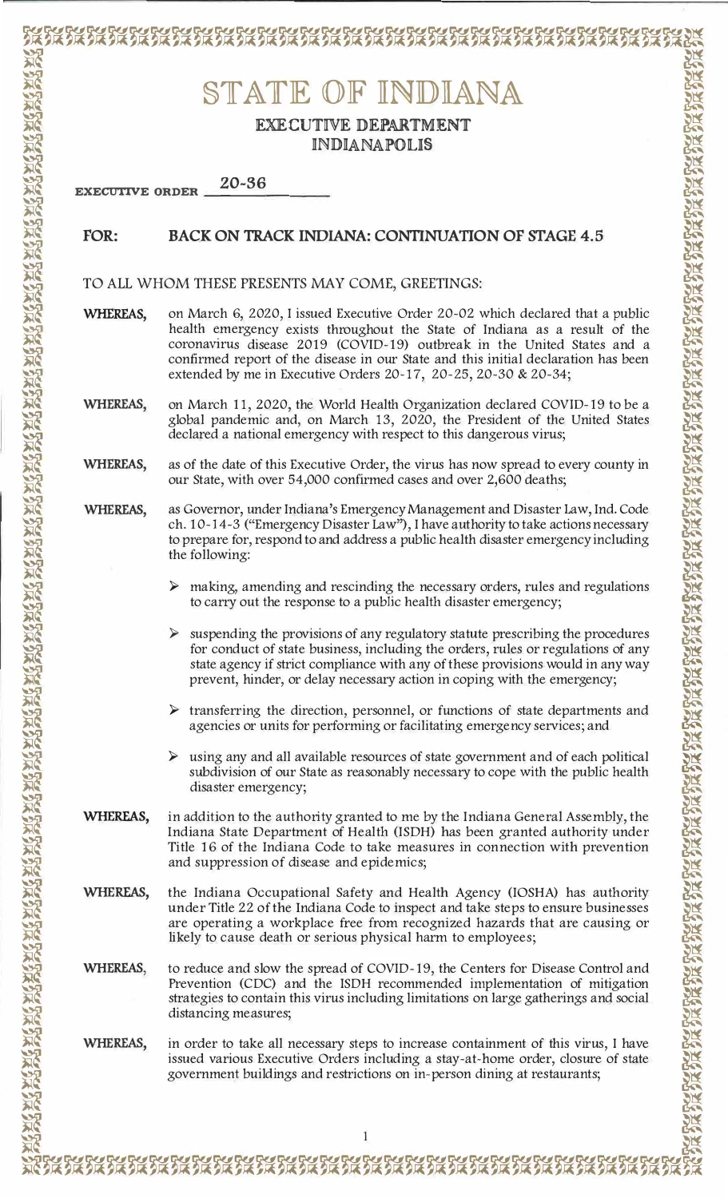# STATE OF INDIANA

## EXECUTIVE DEPARTMENT
## INDIANAPOLIS

**EXECUTIVE ORDER** 20-36

**FOR: BACK ON TRACK INDIANA: CONTINUATION OF STAGE 4.5**

TO ALL WHOM THESE PRESENTS MAY COME, GREETINGS:

**WHEREAS,** on March 6, 2020, I issued Executive Order 20-02 which declared that a public health emergency exists throughout the State of Indiana as a result of the coronavirus disease 2019 (COVID-19) outbreak in the United States and a confirmed report of the disease in our State and this initial declaration has been extended by me in Executive Orders 20-17, 20-25, 20-30 & 20-34;

**WHEREAS,** on March 11, 2020, the World Health Organization declared COVID-19 to be a global pandemic and, on March 13, 2020, the President of the United States declared a national emergency with respect to this dangerous virus;

**WHEREAS,** as of the date of this Executive Order, the virus has now spread to every county in our State, with over 54,000 confirmed cases and over 2,600 deaths;

**WHEREAS,** as Governor, under Indiana's Emergency Management and Disaster Law, Ind. Code ch. 10-14-3 ("Emergency Disaster Law"), I have authority to take actions necessary to prepare for, respond to and address a public health disaster emergency including the following:

- making, amending and rescinding the necessary orders, rules and regulations to carry out the response to a public health disaster emergency;
- suspending the provisions of any regulatory statute prescribing the procedures for conduct of state business, including the orders, rules or regulations of any state agency if strict compliance with any of these provisions would in any way prevent, hinder, or delay necessary action in coping with the emergency;
- transferring the direction, personnel, or functions of state departments and agencies or units for performing or facilitating emergency services; and
- using any and all available resources of state government and of each political subdivision of our State as reasonably necessary to cope with the public health disaster emergency;

**WHEREAS,** in addition to the authority granted to me by the Indiana General Assembly, the Indiana State Department of Health (ISDH) has been granted authority under Title 16 of the Indiana Code to take measures in connection with prevention and suppression of disease and epidemics;

**WHEREAS,** the Indiana Occupational Safety and Health Agency (IOSHA) has authority under Title 22 of the Indiana Code to inspect and take steps to ensure businesses are operating a workplace free from recognized hazards that are causing or likely to cause death or serious physical harm to employees;

**WHEREAS,** to reduce and slow the spread of COVID-19, the Centers for Disease Control and Prevention (CDC) and the ISDH recommended implementation of mitigation strategies to contain this virus including limitations on large gatherings and social distancing measures;

**WHEREAS,** in order to take all necessary steps to increase containment of this virus, I have issued various Executive Orders including a stay-at-home order, closure of state government buildings and restrictions on in-person dining at restaurants;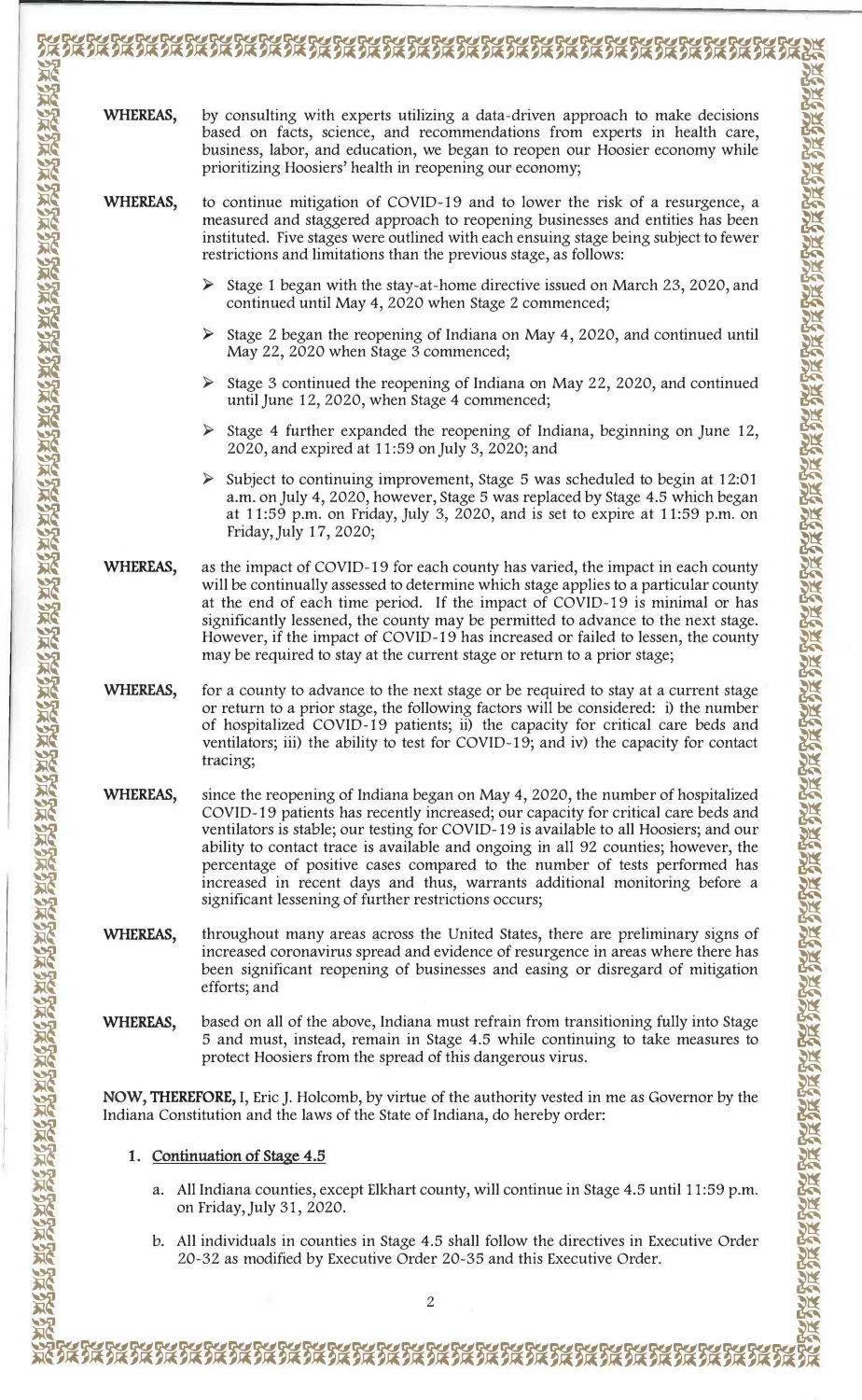**WHEREAS,** by consulting with experts utilizing a data-driven approach to make decisions based on facts, science, and recommendations from experts in health care, business, labor, and education, we began to reopen our Hoosier economy while prioritizing Hoosiers' health in reopening our economy;

**WHEREAS,** to continue mitigation of COVID-19 and to lower the risk of a resurgence, a measured and staggered approach to reopening businesses and entities has been instituted. Five stages were outlined with each ensuing stage being subject to fewer restrictions and limitations than the previous stage, as follows:

- Stage 1 began with the stay-at-home directive issued on March 23, 2020, and continued until May 4, 2020 when Stage 2 commenced;
- Stage 2 began the reopening of Indiana on May 4, 2020, and continued until May 22, 2020 when Stage 3 commenced;
- Stage 3 continued the reopening of Indiana on May 22, 2020, and continued until June 12, 2020, when Stage 4 commenced;
- Stage 4 further expanded the reopening of Indiana, beginning on June 12, 2020, and expired at 11:59 on July 3, 2020; and
- Subject to continuing improvement, Stage 5 was scheduled to begin at 12:01 a.m. on July 4, 2020, however, Stage 5 was replaced by Stage 4.5 which began at 11:59 p.m. on Friday, July 3, 2020, and is set to expire at 11:59 p.m. on Friday, July 17, 2020;

**WHEREAS,** as the impact of COVID-19 for each county has varied, the impact in each county will be continually assessed to determine which stage applies to a particular county at the end of each time period. If the impact of COVID-19 is minimal or has significantly lessened, the county may be permitted to advance to the next stage. However, if the impact of COVID-19 has increased or failed to lessen, the county may be required to stay at the current stage or return to a prior stage;

**WHEREAS,** for a county to advance to the next stage or be required to stay at a current stage or return to a prior stage, the following factors will be considered: i) the number of hospitalized COVID-19 patients; ii) the capacity for critical care beds and ventilators; iii) the ability to test for COVID-19; and iv) the capacity for contact tracing;

**WHEREAS,** since the reopening of Indiana began on May 4, 2020, the number of hospitalized COVID-19 patients has recently increased; our capacity for critical care beds and ventilators is stable; our testing for COVID-19 is available to all Hoosiers; and our ability to contact trace is available and ongoing in all 92 counties; however, the percentage of positive cases compared to the number of tests performed has increased in recent days and thus, warrants additional monitoring before a significant lessening of further restrictions occurs;

**WHEREAS,** throughout many areas across the United States, there are preliminary signs of increased coronavirus spread and evidence of resurgence in areas where there has been significant reopening of businesses and easing or disregard of mitigation efforts; and

**WHEREAS,** based on all of the above, Indiana must refrain from transitioning fully into Stage 5 and must, instead, remain in Stage 4.5 while continuing to take measures to protect Hoosiers from the spread of this dangerous virus.

**NOW, THEREFORE,** I, Eric J. Holcomb, by virtue of the authority vested in me as Governor by the Indiana Constitution and the laws of the State of Indiana, do hereby order:

1. **Continuation of Stage 4.5**

   a. All Indiana counties, except Elkhart county, will continue in Stage 4.5 until 11:59 p.m. on Friday, July 31, 2020.

   b. All individuals in counties in Stage 4.5 shall follow the directives in Executive Order 20-32 as modified by Executive Order 20-35 and this Executive Order.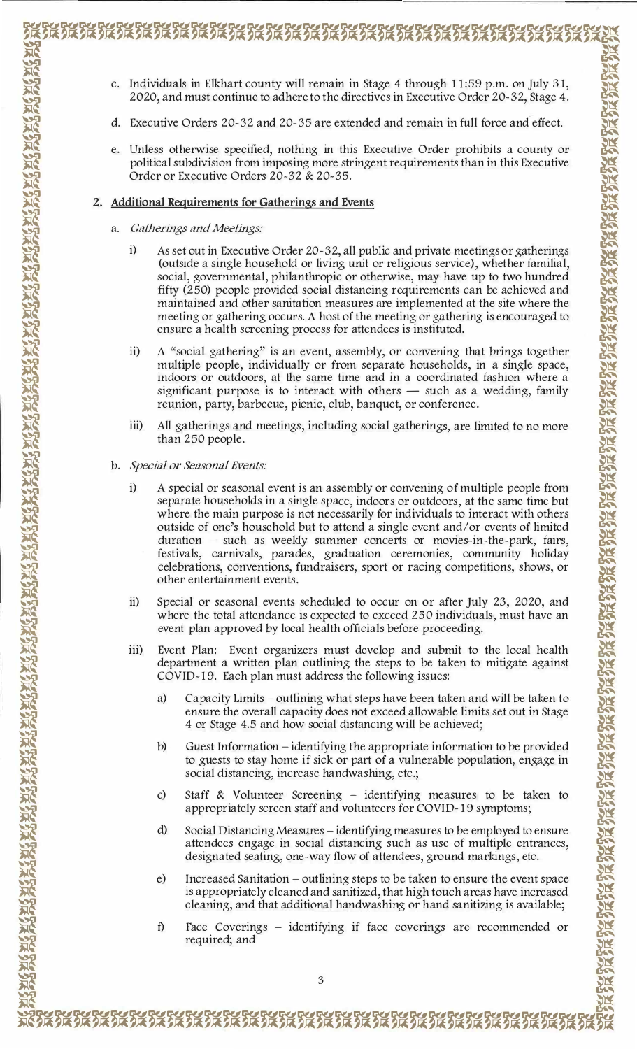c. Individuals in Elkhart county will remain in Stage 4 through 11:59 p.m. on July 31, 2020, and must continue to adhere to the directives in Executive Order 20-32, Stage 4.

d. Executive Orders 20-32 and 20-35 are extended and remain in full force and effect.

e. Unless otherwise specified, nothing in this Executive Order prohibits a county or political subdivision from imposing more stringent requirements than in this Executive Order or Executive Orders 20-32 & 20-35.

**2. <u>Additional Requirements for Gatherings and Events</u>**

a. *Gatherings and Meetings:*

i) As set out in Executive Order 20-32, all public and private meetings or gatherings (outside a single household or living unit or religious service), whether familial, social, governmental, philanthropic or otherwise, may have up to two hundred fifty (250) people provided social distancing requirements can be achieved and maintained and other sanitation measures are implemented at the site where the meeting or gathering occurs. A host of the meeting or gathering is encouraged to ensure a health screening process for attendees is instituted.

ii) A "social gathering" is an event, assembly, or convening that brings together multiple people, individually or from separate households, in a single space, indoors or outdoors, at the same time and in a coordinated fashion where a significant purpose is to interact with others — such as a wedding, family reunion, party, barbecue, picnic, club, banquet, or conference.

iii) All gatherings and meetings, including social gatherings, are limited to no more than 250 people.

b. *Special or Seasonal Events:*

i) A special or seasonal event is an assembly or convening of multiple people from separate households in a single space, indoors or outdoors, at the same time but where the main purpose is not necessarily for individuals to interact with others outside of one's household but to attend a single event and/or events of limited duration – such as weekly summer concerts or movies-in-the-park, fairs, festivals, carnivals, parades, graduation ceremonies, community holiday celebrations, conventions, fundraisers, sport or racing competitions, shows, or other entertainment events.

ii) Special or seasonal events scheduled to occur on or after July 23, 2020, and where the total attendance is expected to exceed 250 individuals, must have an event plan approved by local health officials before proceeding.

iii) Event Plan: Event organizers must develop and submit to the local health department a written plan outlining the steps to be taken to mitigate against COVID-19. Each plan must address the following issues:

a) Capacity Limits – outlining what steps have been taken and will be taken to ensure the overall capacity does not exceed allowable limits set out in Stage 4 or Stage 4.5 and how social distancing will be achieved;

b) Guest Information – identifying the appropriate information to be provided to guests to stay home if sick or part of a vulnerable population, engage in social distancing, increase handwashing, etc.;

c) Staff & Volunteer Screening – identifying measures to be taken to appropriately screen staff and volunteers for COVID-19 symptoms;

d) Social Distancing Measures – identifying measures to be employed to ensure attendees engage in social distancing such as use of multiple entrances, designated seating, one-way flow of attendees, ground markings, etc.

e) Increased Sanitation – outlining steps to be taken to ensure the event space is appropriately cleaned and sanitized, that high touch areas have increased cleaning, and that additional handwashing or hand sanitizing is available;

f) Face Coverings – identifying if face coverings are recommended or required; and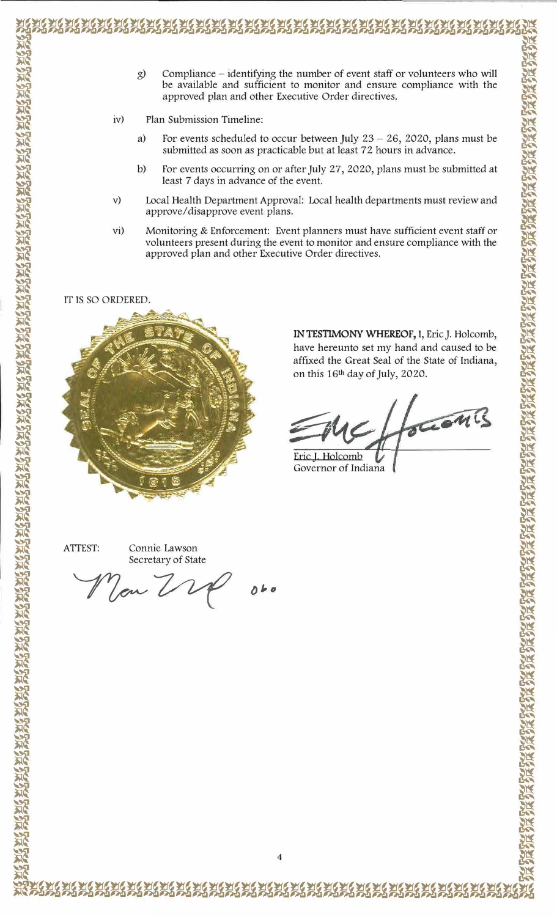g) Compliance – identifying the number of event staff or volunteers who will be available and sufficient to monitor and ensure compliance with the approved plan and other Executive Order directives.

iv) Plan Submission Timeline:

a) For events scheduled to occur between July 23 – 26, 2020, plans must be submitted as soon as practicable but at least 72 hours in advance.

b) For events occurring on or after July 27, 2020, plans must be submitted at least 7 days in advance of the event.

v) Local Health Department Approval: Local health departments must review and approve/disapprove event plans.

vi) Monitoring & Enforcement: Event planners must have sufficient event staff or volunteers present during the event to monitor and ensure compliance with the approved plan and other Executive Order directives.

IT IS SO ORDERED.

**IN TESTIMONY WHEREOF,** I, Eric J. Holcomb, have hereunto set my hand and caused to be affixed the Great Seal of the State of Indiana, on this 16th day of July, 2020.

Eric J. Holcomb
Governor of Indiana

ATTEST: Connie Lawson
Secretary of State

obo